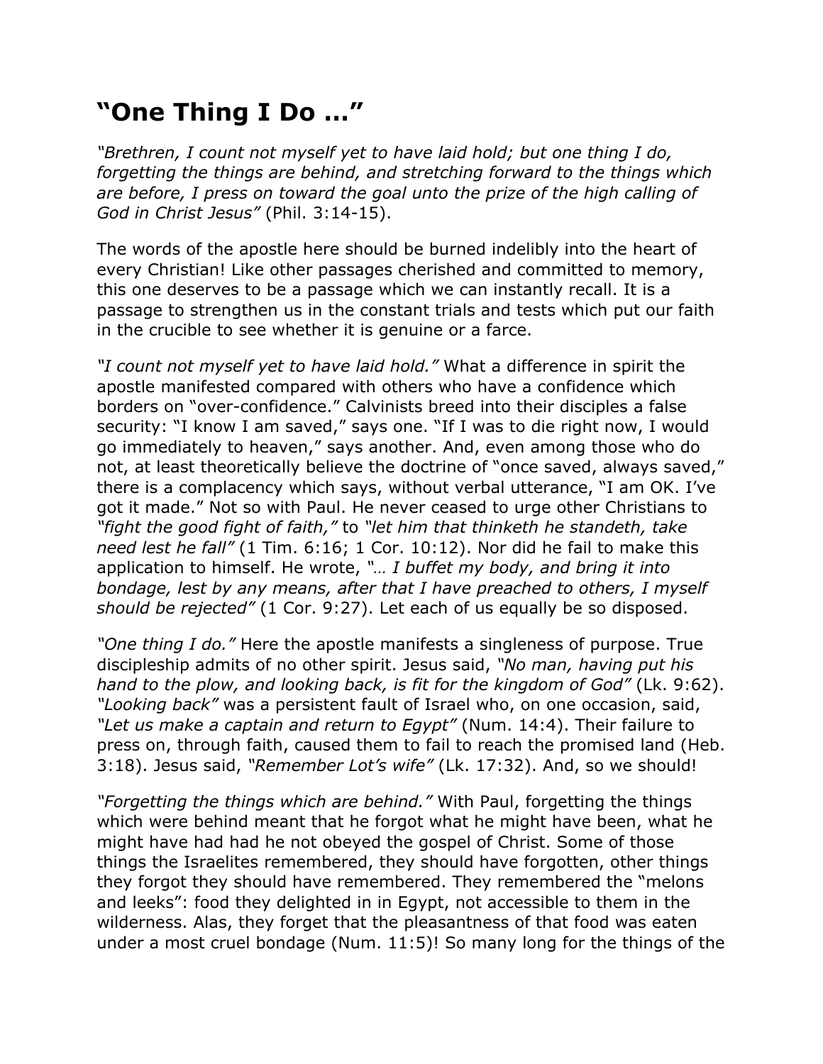# "One Thing I Do …"

*"Brethren, I count not myself yet to have laid hold; but one thing I do, forgetting the things are behind, and stretching forward to the things which are before, I press on toward the goal unto the prize of the high calling of God in Christ Jesus"* (Phil. 3:14-15).

The words of the apostle here should be burned indelibly into the heart of every Christian! Like other passages cherished and committed to memory, this one deserves to be a passage which we can instantly recall. It is a passage to strengthen us in the constant trials and tests which put our faith in the crucible to see whether it is genuine or a farce.

*"I count not myself yet to have laid hold."* What a difference in spirit the apostle manifested compared with others who have a confidence which borders on "over-confidence." Calvinists breed into their disciples a false security: "I know I am saved," says one. "If I was to die right now, I would go immediately to heaven," says another. And, even among those who do not, at least theoretically believe the doctrine of "once saved, always saved," there is a complacency which says, without verbal utterance, "I am OK. I've got it made." Not so with Paul. He never ceased to urge other Christians to *"fight the good fight of faith,"* to *"let him that thinketh he standeth, take need lest he fall"* (1 Tim. 6:16; 1 Cor. 10:12). Nor did he fail to make this application to himself. He wrote, *"… I buffet my body, and bring it into bondage, lest by any means, after that I have preached to others, I myself should be rejected"* (1 Cor. 9:27). Let each of us equally be so disposed.

*"One thing I do."* Here the apostle manifests a singleness of purpose. True discipleship admits of no other spirit. Jesus said, *"No man, having put his hand to the plow, and looking back, is fit for the kingdom of God"* (Lk. 9:62). *"Looking back"* was a persistent fault of Israel who, on one occasion, said, *"Let us make a captain and return to Egypt"* (Num. 14:4). Their failure to press on, through faith, caused them to fail to reach the promised land (Heb. 3:18). Jesus said, *"Remember Lot's wife"* (Lk. 17:32). And, so we should!

*"Forgetting the things which are behind."* With Paul, forgetting the things which were behind meant that he forgot what he might have been, what he might have had had he not obeyed the gospel of Christ. Some of those things the Israelites remembered, they should have forgotten, other things they forgot they should have remembered. They remembered the "melons and leeks": food they delighted in in Egypt, not accessible to them in the wilderness. Alas, they forget that the pleasantness of that food was eaten under a most cruel bondage (Num. 11:5)! So many long for the things of the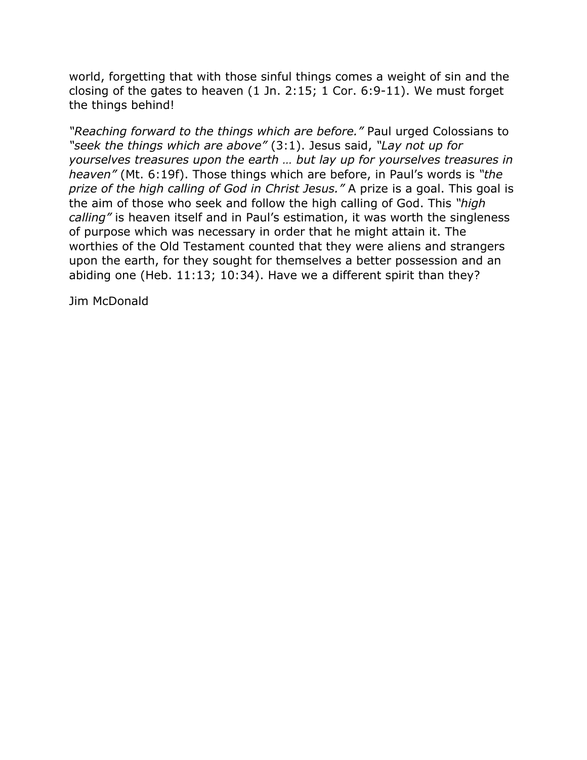world, forgetting that with those sinful things comes a weight of sin and the closing of the gates to heaven (1 Jn. 2:15; 1 Cor. 6:9-11). We must forget the things behind!

*"Reaching forward to the things which are before."* Paul urged Colossians to *"seek the things which are above"* (3:1). Jesus said, *"Lay not up for yourselves treasures upon the earth … but lay up for yourselves treasures in heaven"* (Mt. 6:19f). Those things which are before, in Paul's words is *"the prize of the high calling of God in Christ Jesus."* A prize is a goal. This goal is the aim of those who seek and follow the high calling of God. This *"high calling"* is heaven itself and in Paul's estimation, it was worth the singleness of purpose which was necessary in order that he might attain it. The worthies of the Old Testament counted that they were aliens and strangers upon the earth, for they sought for themselves a better possession and an abiding one (Heb. 11:13; 10:34). Have we a different spirit than they?

Jim McDonald